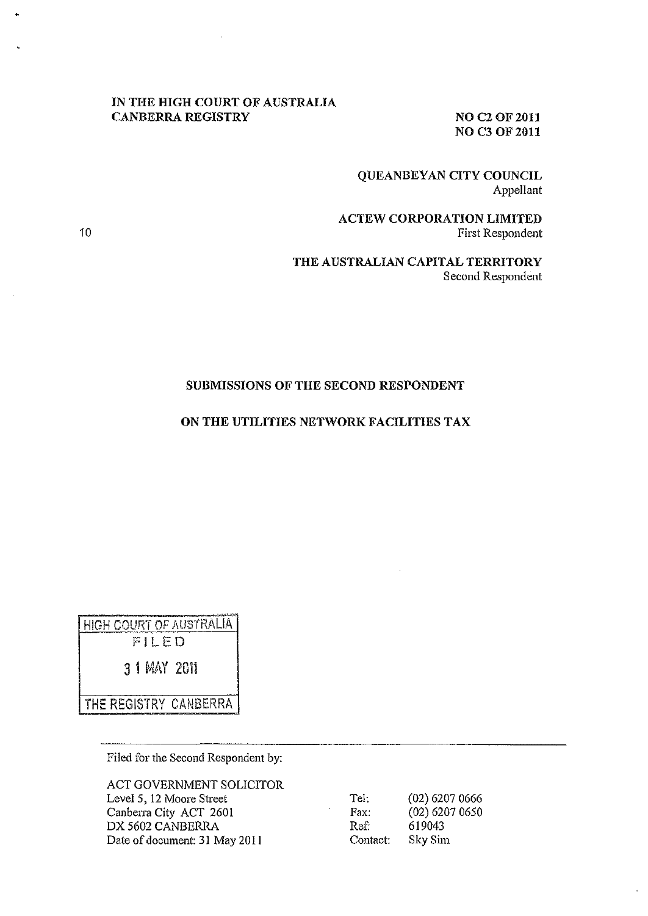IN THE HIGH COURT OF AUSTRALIA
CANBERRA REGISTRY

NO C2 OF 2011
NO C3 OF 2011

QUEANBEYAN CITY COUNCIL
Appellant

ACTEW CORPORATION LIMITED
First Respondent

THE AUSTRALIAN CAPITAL TERRITORY
Second Respondent

## SUBMISSIONS OF THE SECOND RESPONDENT

## ON THE UTILITIES NETWORK FACILITIES TAX

HIGH COURT OF AUSTRALIA
FILED
31 MAY 2011
THE REGISTRY CANBERRA

Filed for the Second Respondent by:

ACT GOVERNMENT SOLICITOR
Level 5, 12 Moore Street
Canberra City ACT 2601
DX 5602 CANBERRA
Date of document: 31 May 2011

Tel: (02) 6207 0666
Fax: (02) 6207 0650
Ref: 619043
Contact: Sky Sim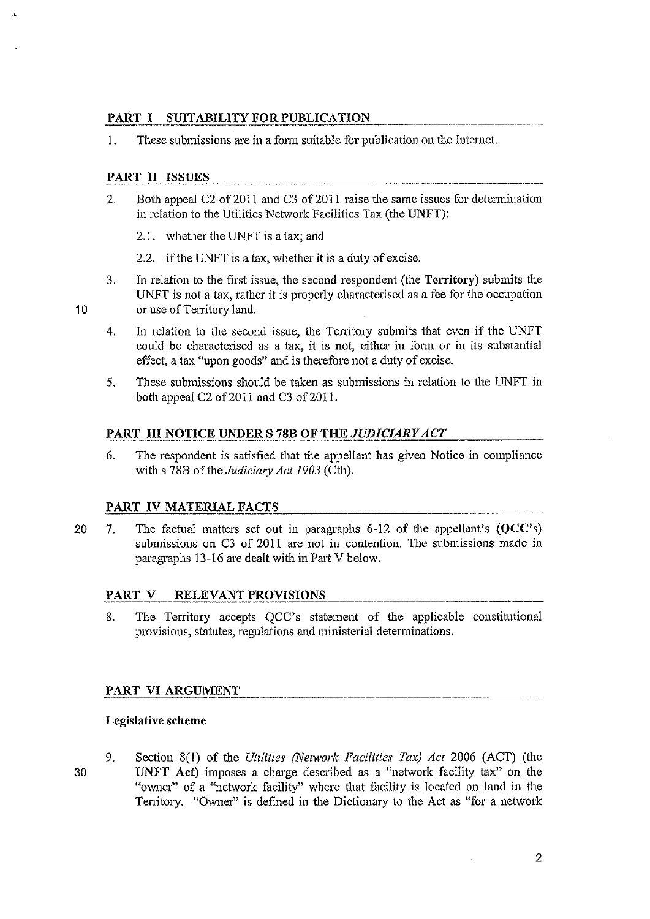## PART I SUITABILITY FOR PUBLICATION

1. These submissions are in a form suitable for publication on the Internet.

## PART II ISSUES

2. Both appeal C2 of 2011 and C3 of 2011 raise the same issues for determination in relation to the Utilities Network Facilities Tax (the **UNFT**):

   2.1. whether the UNFT is a tax; and

   2.2. if the UNFT is a tax, whether it is a duty of excise.

3. In relation to the first issue, the second respondent (the **Territory**) submits the UNFT is not a tax, rather it is properly characterised as a fee for the occupation or use of Territory land.

4. In relation to the second issue, the Territory submits that even if the UNFT could be characterised as a tax, it is not, either in form or in its substantial effect, a tax "upon goods" and is therefore not a duty of excise.

5. These submissions should be taken as submissions in relation to the UNFT in both appeal C2 of 2011 and C3 of 2011.

## PART III NOTICE UNDER S 78B OF THE *JUDICIARY ACT*

6. The respondent is satisfied that the appellant has given Notice in compliance with s 78B of the *Judiciary Act 1903* (Cth).

## PART IV MATERIAL FACTS

7. The factual matters set out in paragraphs 6-12 of the appellant's (**QCC's**) submissions on C3 of 2011 are not in contention. The submissions made in paragraphs 13-16 are dealt with in Part V below.

## PART V RELEVANT PROVISIONS

8. The Territory accepts QCC's statement of the applicable constitutional provisions, statutes, regulations and ministerial determinations.

## PART VI ARGUMENT

### Legislative scheme

9. Section 8(1) of the *Utilities (Network Facilities Tax) Act* 2006 (ACT) (the **UNFT Act**) imposes a charge described as a "network facility tax" on the "owner" of a "network facility" where that facility is located on land in the Territory. "Owner" is defined in the Dictionary to the Act as "for a network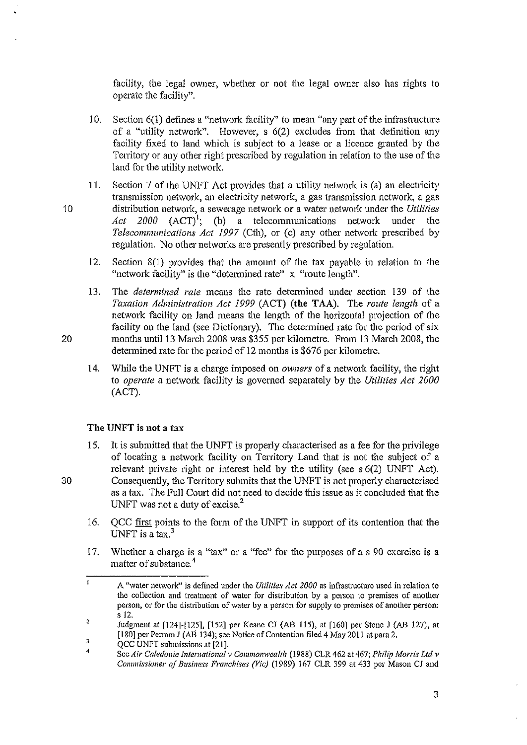facility, the legal owner, whether or not the legal owner also has rights to operate the facility".

10. Section 6(1) defines a "network facility" to mean "any part of the infrastructure of a "utility network". However, s 6(2) excludes from that definition any facility fixed to land which is subject to a lease or a licence granted by the Territory or any other right prescribed by regulation in relation to the use of the land for the utility network.

11. Section 7 of the UNFT Act provides that a utility network is (a) an electricity transmission network, an electricity network, a gas transmission network, a gas distribution network, a sewerage network or a water network under the *Utilities Act 2000* (ACT)[1]; (b) a telecommunications network under the *Telecommunications Act 1997* (Cth), or (c) any other network prescribed by regulation. No other networks are presently prescribed by regulation.

12. Section 8(1) provides that the amount of the tax payable in relation to the "network facility" is the "determined rate" x "route length".

13. The *determined rate* means the rate determined under section 139 of the *Taxation Administration Act 1999* (ACT) **(the TAA)**. The *route length* of a network facility on land means the length of the horizontal projection of the facility on the land (see Dictionary). The determined rate for the period of six months until 13 March 2008 was $355 per kilometre. From 13 March 2008, the determined rate for the period of 12 months is $676 per kilometre.

14. While the UNFT is a charge imposed on *owners* of a network facility, the right to *operate* a network facility is governed separately by the *Utilities Act 2000* (ACT).

### The UNFT is not a tax

15. It is submitted that the UNFT is properly characterised as a fee for the privilege of locating a network facility on Territory Land that is not the subject of a relevant private right or interest held by the utility (see s 6(2) UNFT Act). Consequently, the Territory submits that the UNFT is not properly characterised as a tax. The Full Court did not need to decide this issue as it concluded that the UNFT was not a duty of excise.[2]

16. QCC first points to the form of the UNFT in support of its contention that the UNFT is a tax.[3]

17. Whether a charge is a "tax" or a "fee" for the purposes of a s 90 exercise is a matter of substance.[4]

---

[1] A "water network" is defined under the *Utilities Act 2000* as infrastructure used in relation to the collection and treatment of water for distribution by a person to premises of another person, or for the distribution of water by a person for supply to premises of another person: s 12.

[2] Judgment at [124]-[125], [152] per Keane CJ (AB 115), at [160] per Stone J (AB 127), at [180] per Perram J (AB 134); see Notice of Contention filed 4 May 2011 at para 2.

[3] QCC UNFT submissions at [21].

[4] See *Air Caledonie International v Commonwealth* (1988) CLR 462 at 467; *Philip Morris Ltd v Commissioner of Business Franchises (Vic)* (1989) 167 CLR 399 at 433 per Mason CJ and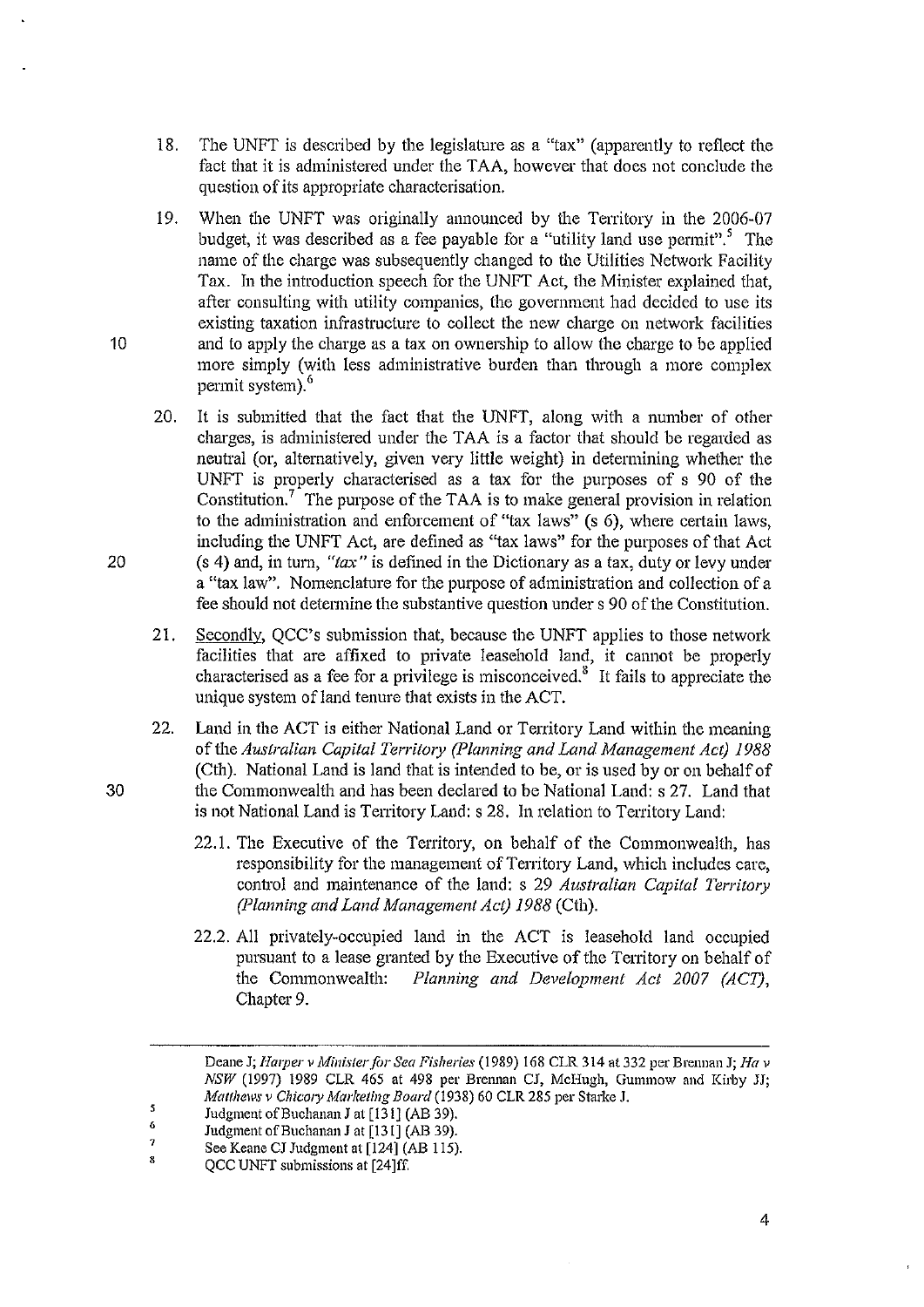18. The UNFT is described by the legislature as a "tax" (apparently to reflect the fact that it is administered under the TAA, however that does not conclude the question of its appropriate characterisation.

19. When the UNFT was originally announced by the Territory in the 2006-07 budget, it was described as a fee payable for a "utility land use permit".[5] The name of the charge was subsequently changed to the Utilities Network Facility Tax. In the introduction speech for the UNFT Act, the Minister explained that, after consulting with utility companies, the government had decided to use its existing taxation infrastructure to collect the new charge on network facilities and to apply the charge as a tax on ownership to allow the charge to be applied more simply (with less administrative burden than through a more complex permit system).[6]

20. It is submitted that the fact that the UNFT, along with a number of other charges, is administered under the TAA is a factor that should be regarded as neutral (or, alternatively, given very little weight) in determining whether the UNFT is properly characterised as a tax for the purposes of s 90 of the Constitution.[7] The purpose of the TAA is to make general provision in relation to the administration and enforcement of "tax laws" (s 6), where certain laws, including the UNFT Act, are defined as "tax laws" for the purposes of that Act (s 4) and, in turn, *"tax"* is defined in the Dictionary as a tax, duty or levy under a "tax law". Nomenclature for the purpose of administration and collection of a fee should not determine the substantive question under s 90 of the Constitution.

21. Secondly, QCC's submission that, because the UNFT applies to those network facilities that are affixed to private leasehold land, it cannot be properly characterised as a fee for a privilege is misconceived.[8] It fails to appreciate the unique system of land tenure that exists in the ACT.

22. Land in the ACT is either National Land or Territory Land within the meaning of the *Australian Capital Territory (Planning and Land Management Act) 1988* (Cth). National Land is land that is intended to be, or is used by or on behalf of the Commonwealth and has been declared to be National Land: s 27. Land that is not National Land is Territory Land: s 28. In relation to Territory Land:

    22.1. The Executive of the Territory, on behalf of the Commonwealth, has responsibility for the management of Territory Land, which includes care, control and maintenance of the land: s 29 *Australian Capital Territory (Planning and Land Management Act) 1988* (Cth).

    22.2. All privately-occupied land in the ACT is leasehold land occupied pursuant to a lease granted by the Executive of the Territory on behalf of the Commonwealth: *Planning and Development Act 2007 (ACT)*, Chapter 9.

---

Deane J; *Harper v Minister for Sea Fisheries* (1989) 168 CLR 314 at 332 per Brennan J; *Ha v NSW* (1997) 1989 CLR 465 at 498 per Brennan CJ, McHugh, Gummow and Kirby JJ; *Matthews v Chicory Marketing Board* (1938) 60 CLR 285 per Starke J.

[5] Judgment of Buchanan J at [131] (AB 39).

[6] Judgment of Buchanan J at [131] (AB 39).

[7] See Keane CJ Judgment at [124] (AB 115).

[8] QCC UNFT submissions at [24]ff.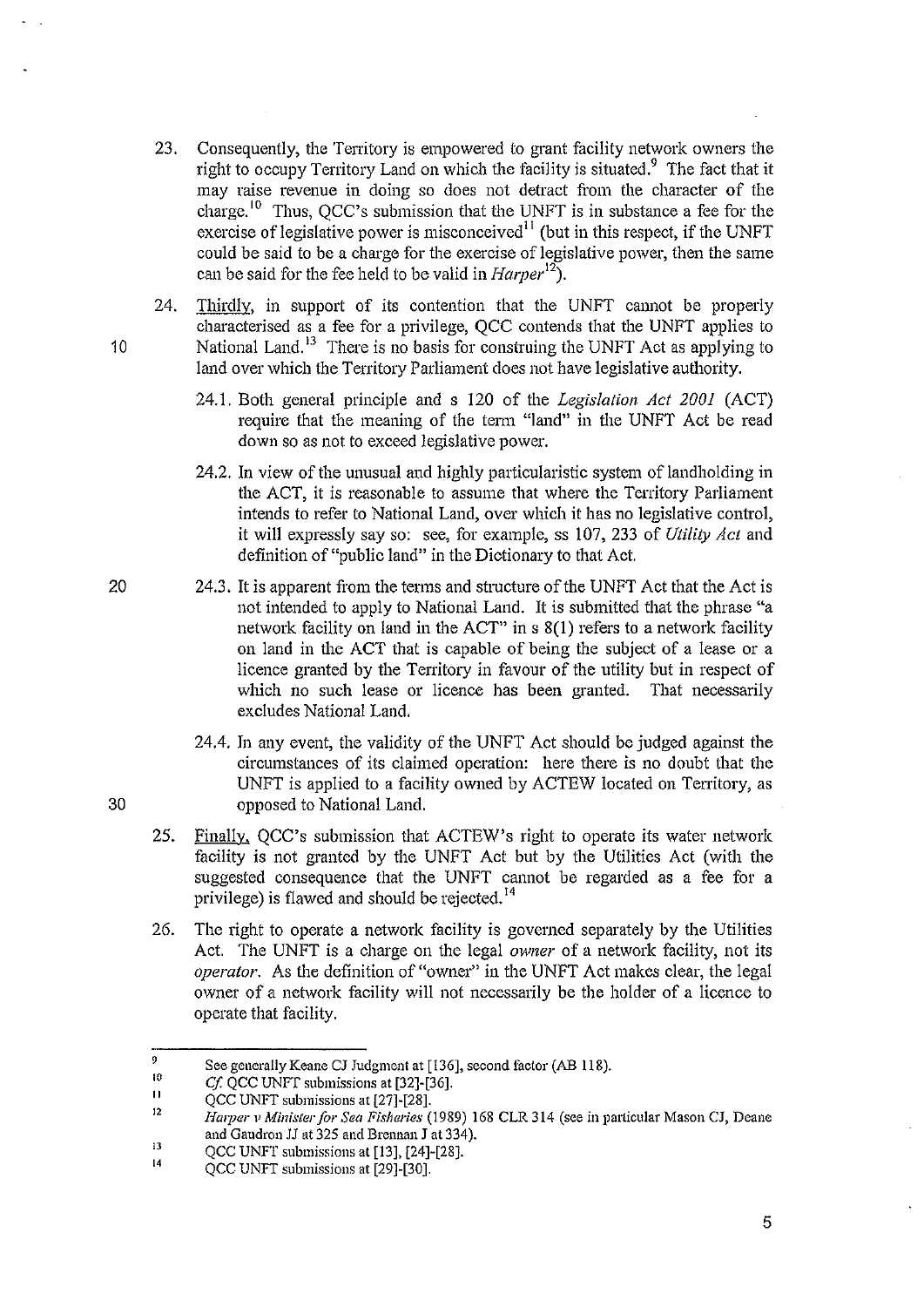23. Consequently, the Territory is empowered to grant facility network owners the right to occupy Territory Land on which the facility is situated.[9] The fact that it may raise revenue in doing so does not detract from the character of the charge.[10] Thus, QCC's submission that the UNFT is in substance a fee for the exercise of legislative power is misconceived[11] (but in this respect, if the UNFT could be said to be a charge for the exercise of legislative power, then the same can be said for the fee held to be valid in *Harper*[12]).

24. <u>Thirdly</u>, in support of its contention that the UNFT cannot be properly characterised as a fee for a privilege, QCC contends that the UNFT applies to National Land.[13] There is no basis for construing the UNFT Act as applying to land over which the Territory Parliament does not have legislative authority.

    24.1. Both general principle and s 120 of the *Legislation Act 2001* (ACT) require that the meaning of the term "land" in the UNFT Act be read down so as not to exceed legislative power.

    24.2. In view of the unusual and highly particularistic system of landholding in the ACT, it is reasonable to assume that where the Territory Parliament intends to refer to National Land, over which it has no legislative control, it will expressly say so: see, for example, ss 107, 233 of *Utility Act* and definition of "public land" in the Dictionary to that Act.

    24.3. It is apparent from the terms and structure of the UNFT Act that the Act is not intended to apply to National Land. It is submitted that the phrase "a network facility on land in the ACT" in s 8(1) refers to a network facility on land in the ACT that is capable of being the subject of a lease or a licence granted by the Territory in favour of the utility but in respect of which no such lease or licence has been granted. That necessarily excludes National Land.

    24.4. In any event, the validity of the UNFT Act should be judged against the circumstances of its claimed operation: here there is no doubt that the UNFT is applied to a facility owned by ACTEW located on Territory, as opposed to National Land.

25. <u>Finally</u>, QCC's submission that ACTEW's right to operate its water network facility is not granted by the UNFT Act but by the Utilities Act (with the suggested consequence that the UNFT cannot be regarded as a fee for a privilege) is flawed and should be rejected.[14]

26. The right to operate a network facility is governed separately by the Utilities Act. The UNFT is a charge on the legal *owner* of a network facility, not its *operator*. As the definition of "owner" in the UNFT Act makes clear, the legal owner of a network facility will not necessarily be the holder of a licence to operate that facility.

---

[9] See generally Keane CJ Judgment at [136], second factor (AB 118).

[10] *Cf.* QCC UNFT submissions at [32]-[36].

[11] QCC UNFT submissions at [27]-[28].

[12] *Harper v Minister for Sea Fisheries* (1989) 168 CLR 314 (see in particular Mason CJ, Deane and Gaudron JJ at 325 and Brennan J at 334).

[13] QCC UNFT submissions at [13], [24]-[28].

[14] QCC UNFT submissions at [29]-[30].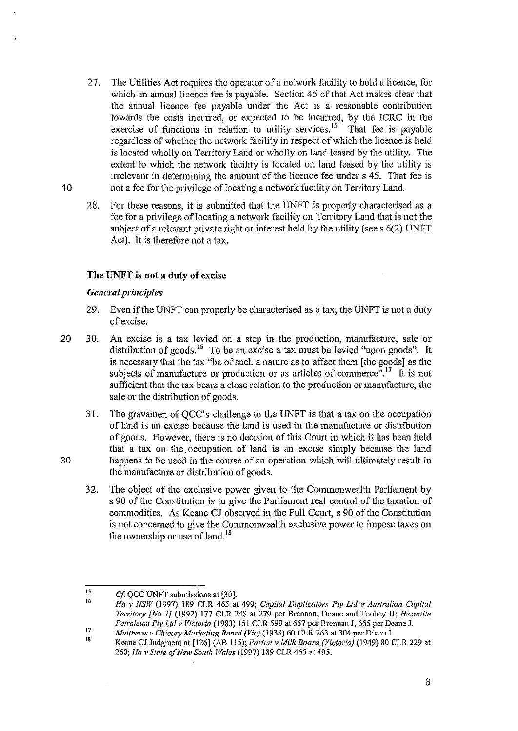27. The Utilities Act requires the operator of a network facility to hold a licence, for which an annual licence fee is payable. Section 45 of that Act makes clear that the annual licence fee payable under the Act is a reasonable contribution towards the costs incurred, or expected to be incurred, by the ICRC in the exercise of functions in relation to utility services.[15] That fee is payable regardless of whether the network facility in respect of which the licence is held is located wholly on Territory Land or wholly on land leased by the utility. The extent to which the network facility is located on land leased by the utility is irrelevant in determining the amount of the licence fee under s 45. That fee is not a fee for the privilege of locating a network facility on Territory Land.

28. For these reasons, it is submitted that the UNFT is properly characterised as a fee for a privilege of locating a network facility on Territory Land that is not the subject of a relevant private right or interest held by the utility (see s 6(2) UNFT Act). It is therefore not a tax.

## The UNFT is not a duty of excise

### *General principles*

29. Even if the UNFT can properly be characterised as a tax, the UNFT is not a duty of excise.

30. An excise is a tax levied on a step in the production, manufacture, sale or distribution of goods.[16] To be an excise a tax must be levied "upon goods". It is necessary that the tax "be of such a nature as to affect them [the goods] as the subjects of manufacture or production or as articles of commerce".[17] It is not sufficient that the tax bears a close relation to the production or manufacture, the sale or the distribution of goods.

31. The gravamen of QCC's challenge to the UNFT is that a tax on the occupation of land is an excise because the land is used in the manufacture or distribution of goods. However, there is no decision of this Court in which it has been held that a tax on the occupation of land is an excise simply because the land happens to be used in the course of an operation which will ultimately result in the manufacture or distribution of goods.

32. The object of the exclusive power given to the Commonwealth Parliament by s 90 of the Constitution is to give the Parliament real control of the taxation of commodities. As Keane CJ observed in the Full Court, s 90 of the Constitution is not concerned to give the Commonwealth exclusive power to impose taxes on the ownership or use of land.[18]

---

[15] *Cf.* QCC UNFT submissions at [30].

[16] *Ha v NSW* (1997) 189 CLR 465 at 499; *Capital Duplicators Pty Ltd v Australian Capital Territory [No 1]* (1992) 177 CLR 248 at 279 per Brennan, Deane and Toohey JJ; *Hematite Petroleum Pty Ltd v Victoria* (1983) 151 CLR 599 at 657 per Brennan J, 665 per Deane J.

[17] *Matthews v Chicory Marketing Board (Vic)* (1938) 60 CLR 263 at 304 per Dixon J.

[18] Keane CJ Judgment at [126] (AB 115); *Parton v Milk Board (Victoria)* (1949) 80 CLR 229 at 260; *Ha v State of New South Wales* (1997) 189 CLR 465 at 495.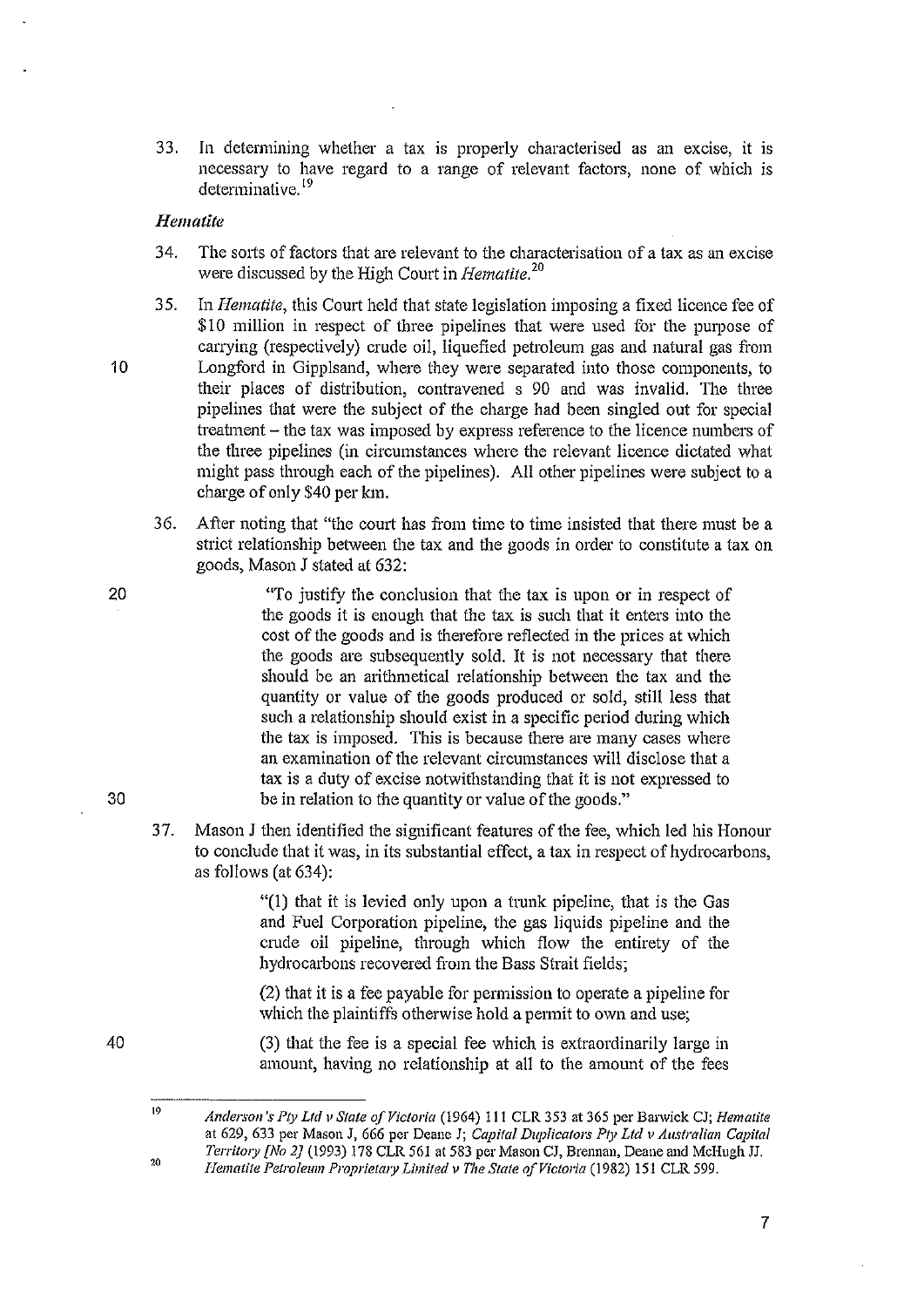33. In determining whether a tax is properly characterised as an excise, it is necessary to have regard to a range of relevant factors, none of which is determinative.[19]

### *Hematite*

34. The sorts of factors that are relevant to the characterisation of a tax as an excise were discussed by the High Court in *Hematite*.[20]

35. In *Hematite*, this Court held that state legislation imposing a fixed licence fee of $10 million in respect of three pipelines that were used for the purpose of carrying (respectively) crude oil, liquefied petroleum gas and natural gas from Longford in Gippsland, where they were separated into those components, to their places of distribution, contravened s 90 and was invalid. The three pipelines that were the subject of the charge had been singled out for special treatment – the tax was imposed by express reference to the licence numbers of the three pipelines (in circumstances where the relevant licence dictated what might pass through each of the pipelines). All other pipelines were subject to a charge of only $40 per km.

36. After noting that "the court has from time to time insisted that there must be a strict relationship between the tax and the goods in order to constitute a tax on goods, Mason J stated at 632:

> "To justify the conclusion that the tax is upon or in respect of the goods it is enough that the tax is such that it enters into the cost of the goods and is therefore reflected in the prices at which the goods are subsequently sold. It is not necessary that there should be an arithmetical relationship between the tax and the quantity or value of the goods produced or sold, still less that such a relationship should exist in a specific period during which the tax is imposed. This is because there are many cases where an examination of the relevant circumstances will disclose that a tax is a duty of excise notwithstanding that it is not expressed to be in relation to the quantity or value of the goods."

37. Mason J then identified the significant features of the fee, which led his Honour to conclude that it was, in its substantial effect, a tax in respect of hydrocarbons, as follows (at 634):

> "(1) that it is levied only upon a trunk pipeline, that is the Gas and Fuel Corporation pipeline, the gas liquids pipeline and the crude oil pipeline, through which flow the entirety of the hydrocarbons recovered from the Bass Strait fields;
>
> (2) that it is a fee payable for permission to operate a pipeline for which the plaintiffs otherwise hold a permit to own and use;
>
> (3) that the fee is a special fee which is extraordinarily large in amount, having no relationship at all to the amount of the fees

---

[19] *Anderson's Pty Ltd v State of Victoria* (1964) 111 CLR 353 at 365 per Barwick CJ; *Hematite* at 629, 633 per Mason J, 666 per Deane J; *Capital Duplicators Pty Ltd v Australian Capital Territory [No 2]* (1993) 178 CLR 561 at 583 per Mason CJ, Brennan, Deane and McHugh JJ.

[20] *Hematite Petroleum Proprietary Limited v The State of Victoria* (1982) 151 CLR 599.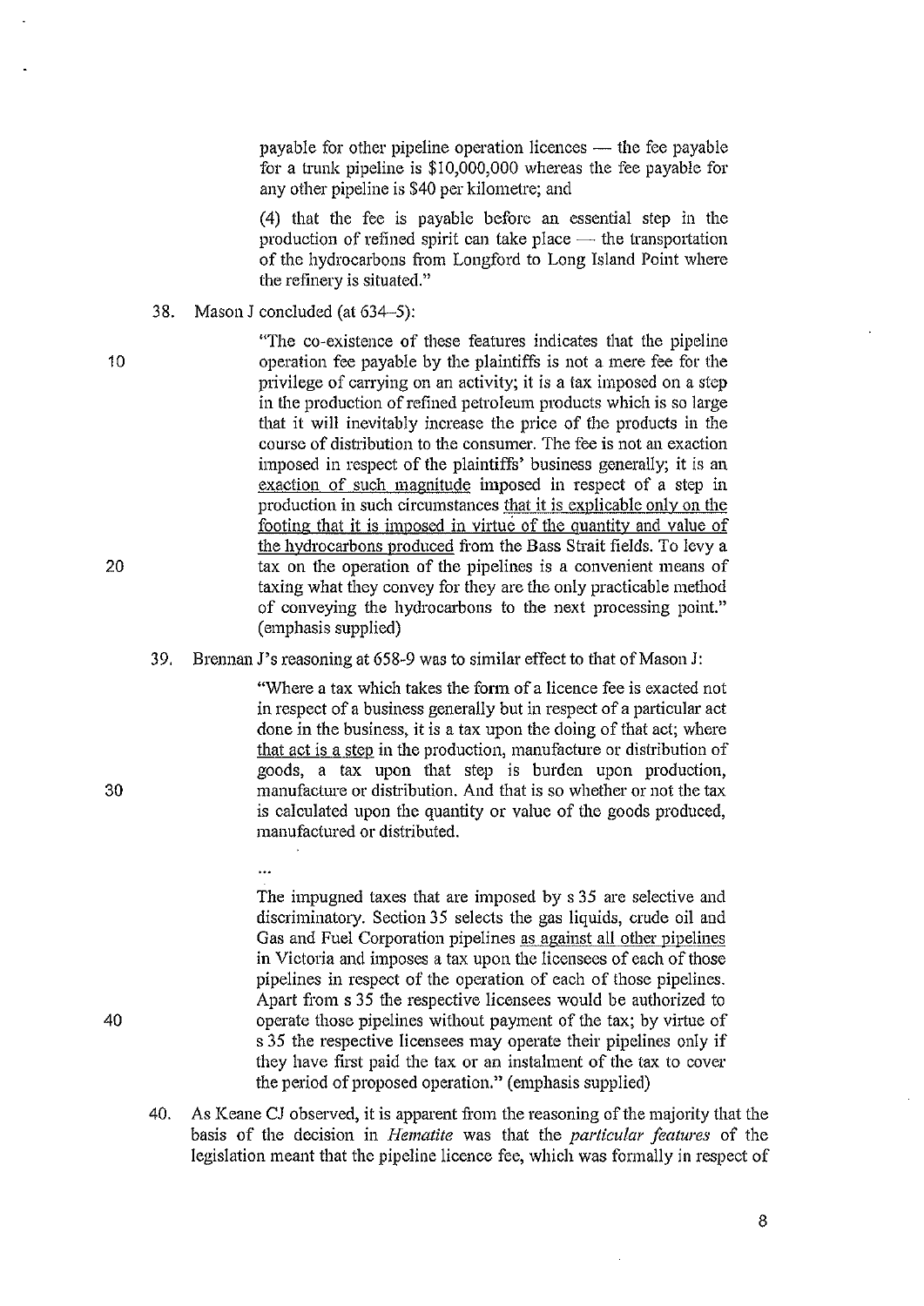payable for other pipeline operation licences — the fee payable for a trunk pipeline is $10,000,000 whereas the fee payable for any other pipeline is $40 per kilometre; and

(4) that the fee is payable before an essential step in the production of refined spirit can take place — the transportation of the hydrocarbons from Longford to Long Island Point where the refinery is situated."

38. Mason J concluded (at 634–5):

> "The co-existence of these features indicates that the pipeline operation fee payable by the plaintiffs is not a mere fee for the privilege of carrying on an activity; it is a tax imposed on a step in the production of refined petroleum products which is so large that it will inevitably increase the price of the products in the course of distribution to the consumer. The fee is not an exaction imposed in respect of the plaintiffs' business generally; it is an <u>exaction of such magnitude</u> imposed in respect of a step in production in such circumstances <u>that it is explicable only on the footing that it is imposed in virtue of the quantity and value of the hydrocarbons produced</u> from the Bass Strait fields. To levy a tax on the operation of the pipelines is a convenient means of taxing what they convey for they are the only practicable method of conveying the hydrocarbons to the next processing point." (emphasis supplied)

39. Brennan J's reasoning at 658-9 was to similar effect to that of Mason J:

> "Where a tax which takes the form of a licence fee is exacted not in respect of a business generally but in respect of a particular act done in the business, it is a tax upon the doing of that act; where <u>that act is a step</u> in the production, manufacture or distribution of goods, a tax upon that step is burden upon production, manufacture or distribution. And that is so whether or not the tax is calculated upon the quantity or value of the goods produced, manufactured or distributed.
>
> ...
>
> The impugned taxes that are imposed by s 35 are selective and discriminatory. Section 35 selects the gas liquids, crude oil and Gas and Fuel Corporation pipelines <u>as against all other pipelines</u> in Victoria and imposes a tax upon the licensees of each of those pipelines in respect of the operation of each of those pipelines. Apart from s 35 the respective licensees would be authorized to operate those pipelines without payment of the tax; by virtue of s 35 the respective licensees may operate their pipelines only if they have first paid the tax or an instalment of the tax to cover the period of proposed operation." (emphasis supplied)

40. As Keane CJ observed, it is apparent from the reasoning of the majority that the basis of the decision in *Hematite* was that the *particular features* of the legislation meant that the pipeline licence fee, which was formally in respect of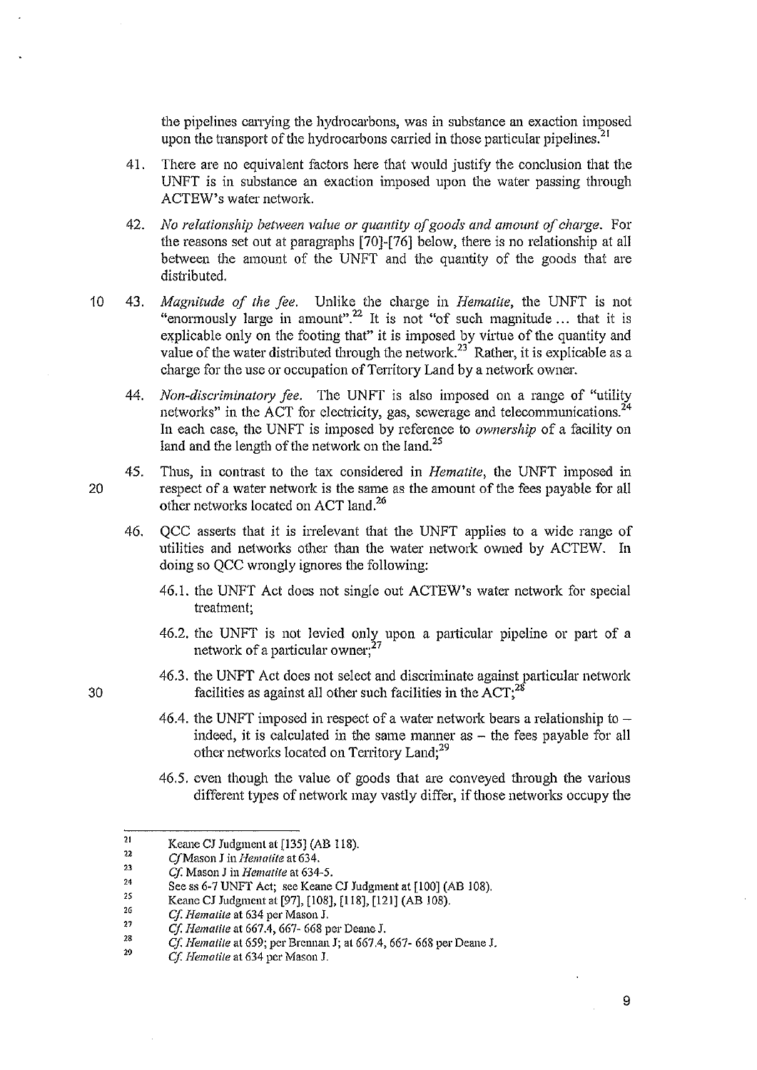the pipelines carrying the hydrocarbons, was in substance an exaction imposed upon the transport of the hydrocarbons carried in those particular pipelines.[21]

41. There are no equivalent factors here that would justify the conclusion that the UNFT is in substance an exaction imposed upon the water passing through ACTEW's water network.

42. *No relationship between value or quantity of goods and amount of charge.* For the reasons set out at paragraphs [70]-[76] below, there is no relationship at all between the amount of the UNFT and the quantity of the goods that are distributed.

43. *Magnitude of the fee.* Unlike the charge in *Hematite*, the UNFT is not "enormously large in amount".[22] It is not "of such magnitude ... that it is explicable only on the footing that" it is imposed by virtue of the quantity and value of the water distributed through the network.[23] Rather, it is explicable as a charge for the use or occupation of Territory Land by a network owner.

44. *Non-discriminatory fee.* The UNFT is also imposed on a range of "utility networks" in the ACT for electricity, gas, sewerage and telecommunications.[24] In each case, the UNFT is imposed by reference to *ownership* of a facility on land and the length of the network on the land.[25]

45. Thus, in contrast to the tax considered in *Hematite*, the UNFT imposed in respect of a water network is the same as the amount of the fees payable for all other networks located on ACT land.[26]

46. QCC asserts that it is irrelevant that the UNFT applies to a wide range of utilities and networks other than the water network owned by ACTEW. In doing so QCC wrongly ignores the following:

46.1. the UNFT Act does not single out ACTEW's water network for special treatment;

46.2. the UNFT is not levied only upon a particular pipeline or part of a network of a particular owner;[27]

46.3. the UNFT Act does not select and discriminate against particular network facilities as against all other such facilities in the ACT;[28]

46.4. the UNFT imposed in respect of a water network bears a relationship to – indeed, it is calculated in the same manner as – the fees payable for all other networks located on Territory Land;[29]

46.5. even though the value of goods that are conveyed through the various different types of network may vastly differ, if those networks occupy the

---

[21] Keane CJ Judgment at [135] (AB 118).
[22] *Cf* Mason J in *Hematite* at 634.
[23] *Cf.* Mason J in *Hematite* at 634-5.
[24] See ss 6-7 UNFT Act; see Keane CJ Judgment at [100] (AB 108).
[25] Keane CJ Judgment at [97], [108], [118], [121] (AB 108).
[26] *Cf. Hematite* at 634 per Mason J.
[27] *Cf. Hematite* at 667.4, 667- 668 per Deane J.
[28] *Cf. Hematite* at 659; per Brennan J; at 667.4, 667- 668 per Deane J.
[29] *Cf. Hematite* at 634 per Mason J.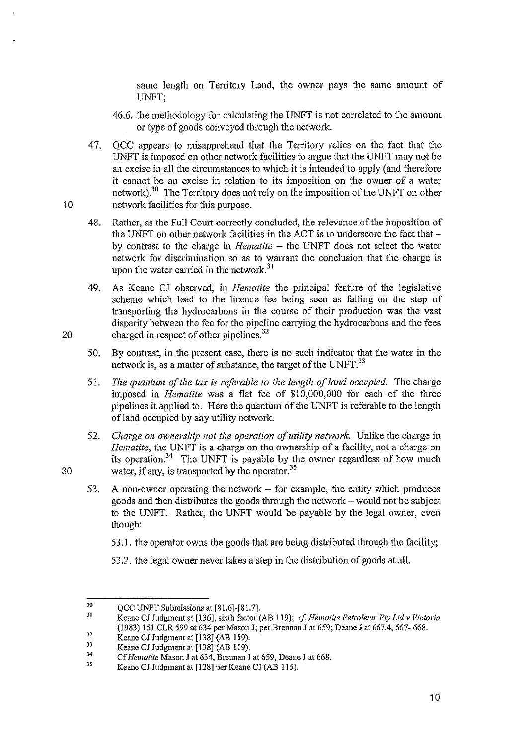same length on Territory Land, the owner pays the same amount of UNFT;

46.6. the methodology for calculating the UNFT is not correlated to the amount or type of goods conveyed through the network.

47. QCC appears to misapprehend that the Territory relies on the fact that the UNFT is imposed on other network facilities to argue that the UNFT may not be an excise in all the circumstances to which it is intended to apply (and therefore it cannot be an excise in relation to its imposition on the owner of a water network).[30] The Territory does not rely on the imposition of the UNFT on other network facilities for this purpose.

48. Rather, as the Full Court correctly concluded, the relevance of the imposition of the UNFT on other network facilities in the ACT is to underscore the fact that – by contrast to the charge in *Hematite* – the UNFT does not select the water network for discrimination so as to warrant the conclusion that the charge is upon the water carried in the network.[31]

49. As Keane CJ observed, in *Hematite* the principal feature of the legislative scheme which lead to the licence fee being seen as falling on the step of transporting the hydrocarbons in the course of their production was the vast disparity between the fee for the pipeline carrying the hydrocarbons and the fees charged in respect of other pipelines.[32]

50. By contrast, in the present case, there is no such indicator that the water in the network is, as a matter of substance, the target of the UNFT.[33]

51. *The quantum of the tax is referable to the length of land occupied.* The charge imposed in *Hematite* was a flat fee of $10,000,000 for each of the three pipelines it applied to. Here the quantum of the UNFT is referable to the length of land occupied by any utility network.

52. *Charge on ownership not the operation of utility network.* Unlike the charge in *Hematite*, the UNFT is a charge on the ownership of a facility, not a charge on its operation.[34] The UNFT is payable by the owner regardless of how much water, if any, is transported by the operator.[35]

53. A non-owner operating the network – for example, the entity which produces goods and then distributes the goods through the network – would not be subject to the UNFT. Rather, the UNFT would be payable by the legal owner, even though:

53.1. the operator owns the goods that are being distributed through the facility;

53.2. the legal owner never takes a step in the distribution of goods at all.

---

[30] QCC UNFT Submissions at [81.6]-[81.7].

[31] Keane CJ Judgment at [136], sixth factor (AB 119); *cf. Hematite Petroleum Pty Ltd v Victoria* (1983) 151 CLR 599 at 634 per Mason J; per Brennan J at 659; Deane J at 667.4, 667- 668.

[32] Keane CJ Judgment at [138] (AB 119).

[33] Keane CJ Judgment at [138] (AB 119).

[34] Cf *Hematite* Mason J at 634, Brennan J at 659, Deane J at 668.

[35] Keane CJ Judgment at [128] per Keane CJ (AB 115).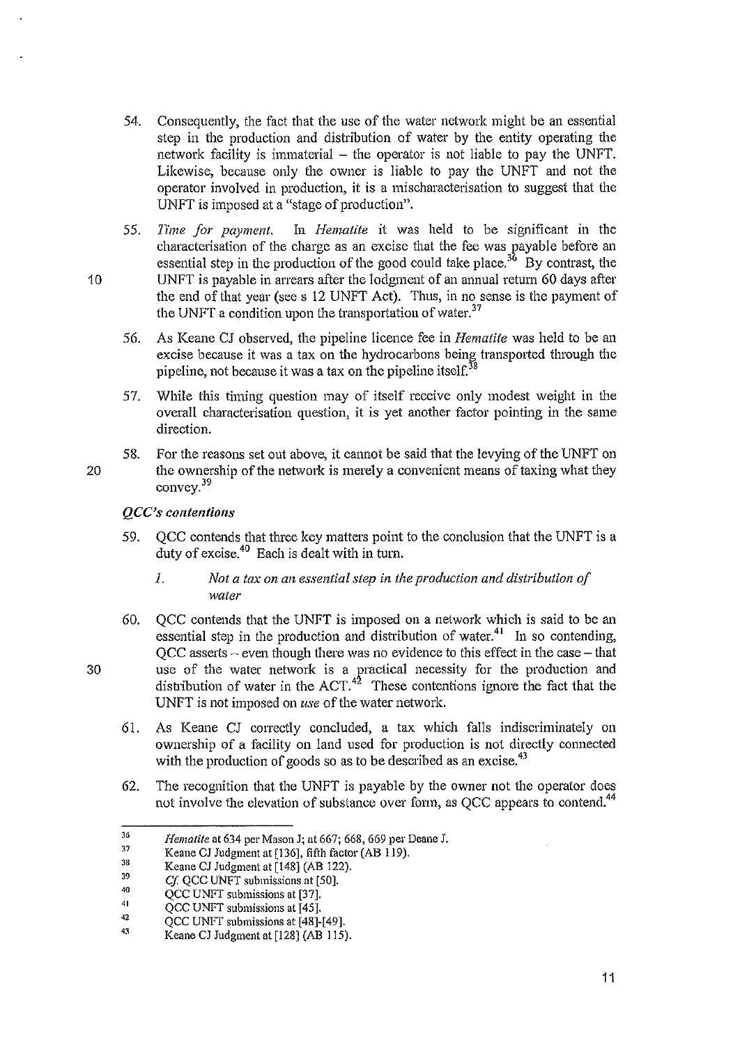54. Consequently, the fact that the use of the water network might be an essential step in the production and distribution of water by the entity operating the network facility is immaterial – the operator is not liable to pay the UNFT. Likewise, because only the owner is liable to pay the UNFT and not the operator involved in production, it is a mischaracterisation to suggest that the UNFT is imposed at a "stage of production".

55. *Time for payment.* In *Hematite* it was held to be significant in the characterisation of the charge as an excise that the fee was payable before an essential step in the production of the good could take place.[36] By contrast, the UNFT is payable in arrears after the lodgment of an annual return 60 days after the end of that year (see s 12 UNFT Act). Thus, in no sense is the payment of the UNFT a condition upon the transportation of water.[37]

56. As Keane CJ observed, the pipeline licence fee in *Hematite* was held to be an excise because it was a tax on the hydrocarbons being transported through the pipeline, not because it was a tax on the pipeline itself.[38]

57. While this timing question may of itself receive only modest weight in the overall characterisation question, it is yet another factor pointing in the same direction.

58. For the reasons set out above, it cannot be said that the levying of the UNFT on the ownership of the network is merely a convenient means of taxing what they convey.[39]

*QCC's contentions*

59. QCC contends that three key matters point to the conclusion that the UNFT is a duty of excise.[40] Each is dealt with in turn.

   *1. Not a tax on an essential step in the production and distribution of water*

60. QCC contends that the UNFT is imposed on a network which is said to be an essential step in the production and distribution of water.[41] In so contending, QCC asserts – even though there was no evidence to this effect in the case – that use of the water network is a practical necessity for the production and distribution of water in the ACT.[42] These contentions ignore the fact that the UNFT is not imposed on *use* of the water network.

61. As Keane CJ correctly concluded, a tax which falls indiscriminately on ownership of a facility on land used for production is not directly connected with the production of goods so as to be described as an excise.[43]

62. The recognition that the UNFT is payable by the owner not the operator does not involve the elevation of substance over form, as QCC appears to contend.[44]

---

[36] *Hematite* at 634 per Mason J; at 667; 668, 669 per Deane J.

[37] Keane CJ Judgment at [136], fifth factor (AB 119).

[38] Keane CJ Judgment at [148] (AB 122).

[39] *Cf.* QCC UNFT submissions at [50].

[40] QCC UNFT submissions at [37].

[41] QCC UNFT submissions at [45].

[42] QCC UNFT submissions at [48]-[49].

[43] Keane CJ Judgment at [128] (AB 115).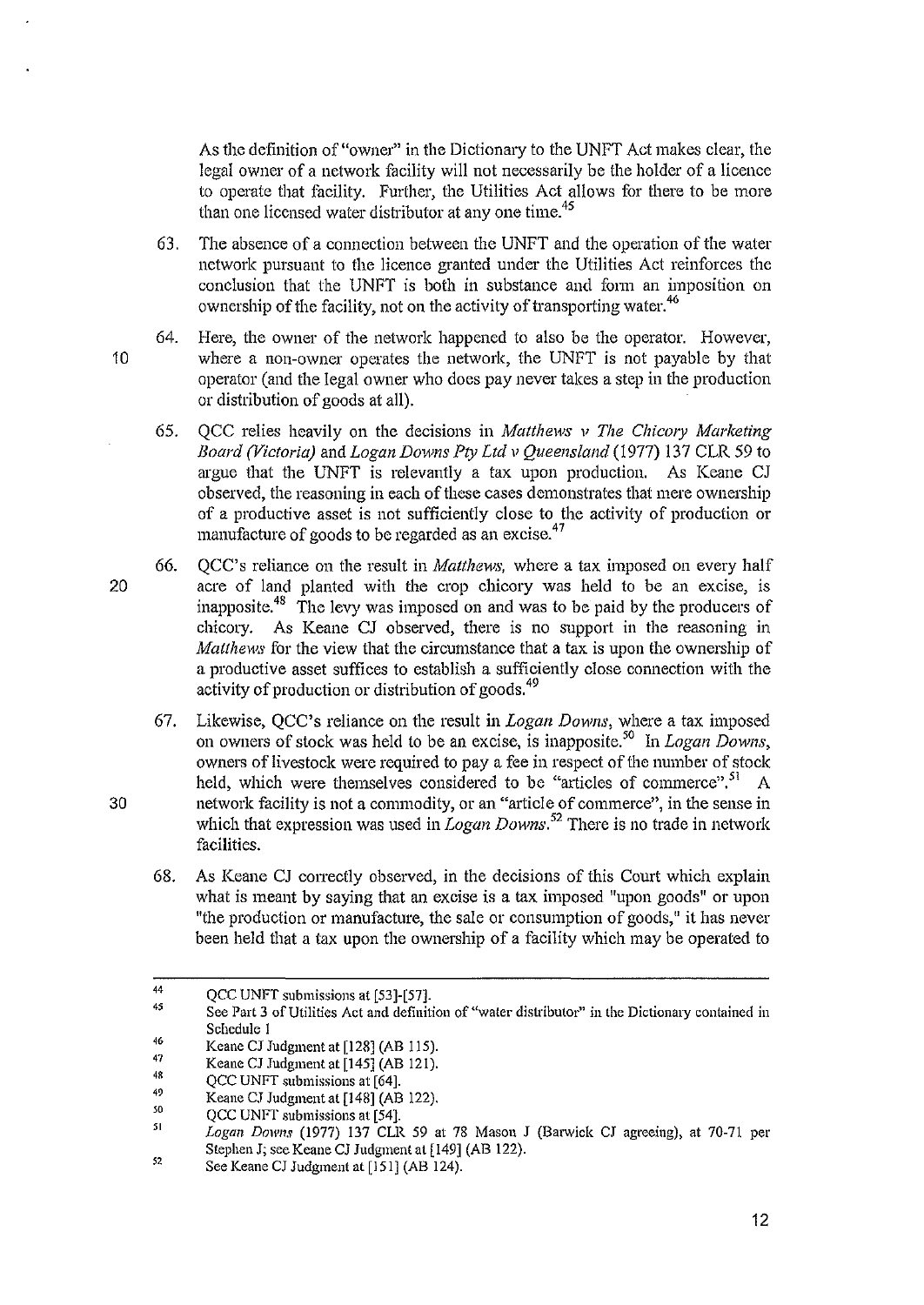As the definition of "owner" in the Dictionary to the UNFT Act makes clear, the legal owner of a network facility will not necessarily be the holder of a licence to operate that facility. Further, the Utilities Act allows for there to be more than one licensed water distributor at any one time.[45]

63. The absence of a connection between the UNFT and the operation of the water network pursuant to the licence granted under the Utilities Act reinforces the conclusion that the UNFT is both in substance and form an imposition on ownership of the facility, not on the activity of transporting water.[46]

64. Here, the owner of the network happened to also be the operator. However, where a non-owner operates the network, the UNFT is not payable by that operator (and the legal owner who does pay never takes a step in the production or distribution of goods at all).

65. QCC relies heavily on the decisions in *Matthews v The Chicory Marketing Board (Victoria)* and *Logan Downs Pty Ltd v Queensland* (1977) 137 CLR 59 to argue that the UNFT is relevantly a tax upon production. As Keane CJ observed, the reasoning in each of these cases demonstrates that mere ownership of a productive asset is not sufficiently close to the activity of production or manufacture of goods to be regarded as an excise.[47]

66. QCC's reliance on the result in *Matthews*, where a tax imposed on every half acre of land planted with the crop chicory was held to be an excise, is inapposite.[48] The levy was imposed on and was to be paid by the producers of chicory. As Keane CJ observed, there is no support in the reasoning in *Matthews* for the view that the circumstance that a tax is upon the ownership of a productive asset suffices to establish a sufficiently close connection with the activity of production or distribution of goods.[49]

67. Likewise, QCC's reliance on the result in *Logan Downs*, where a tax imposed on owners of stock was held to be an excise, is inapposite.[50] In *Logan Downs*, owners of livestock were required to pay a fee in respect of the number of stock held, which were themselves considered to be "articles of commerce".[51] A network facility is not a commodity, or an "article of commerce", in the sense in which that expression was used in *Logan Downs*.[52] There is no trade in network facilities.

68. As Keane CJ correctly observed, in the decisions of this Court which explain what is meant by saying that an excise is a tax imposed "upon goods" or upon "the production or manufacture, the sale or consumption of goods," it has never been held that a tax upon the ownership of a facility which may be operated to

---

[44] QCC UNFT submissions at [53]-[57].

[45] See Part 3 of Utilities Act and definition of "water distributor" in the Dictionary contained in Schedule 1

[46] Keane CJ Judgment at [128] (AB 115).

[47] Keane CJ Judgment at [145] (AB 121).

[48] QCC UNFT submissions at [64].

[49] Keane CJ Judgment at [148] (AB 122).

[50] QCC UNFT submissions at [54].

[51] *Logan Downs* (1977) 137 CLR 59 at 78 Mason J (Barwick CJ agreeing), at 70-71 per Stephen J; see Keane CJ Judgment at [149] (AB 122).

[52] See Keane CJ Judgment at [151] (AB 124).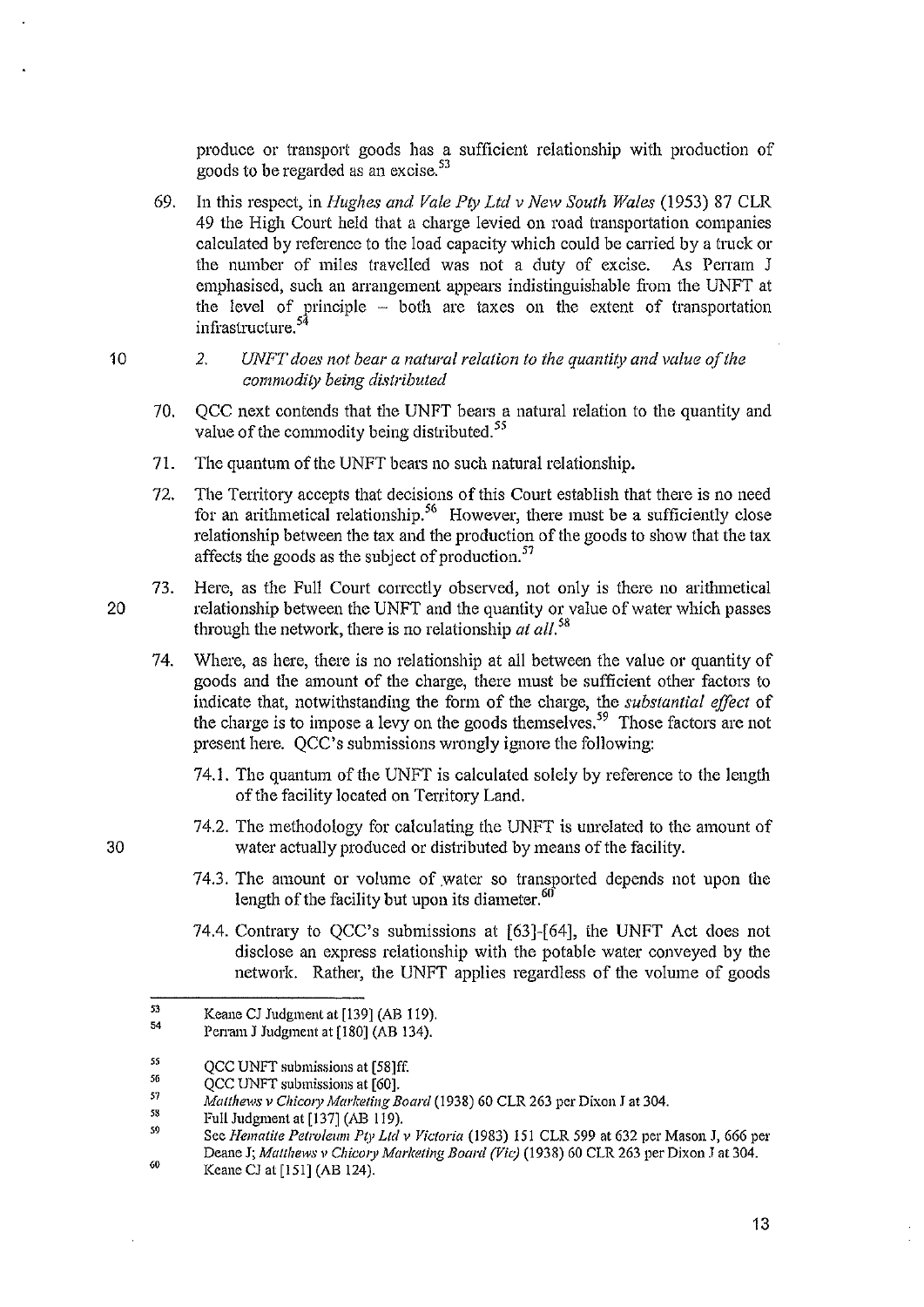produce or transport goods has a sufficient relationship with production of goods to be regarded as an excise.[53]

69. In this respect, in *Hughes and Vale Pty Ltd v New South Wales* (1953) 87 CLR 49 the High Court held that a charge levied on road transportation companies calculated by reference to the load capacity which could be carried by a truck or the number of miles travelled was not a duty of excise. As Perram J emphasised, such an arrangement appears indistinguishable from the UNFT at the level of principle – both are taxes on the extent of transportation infrastructure.[54]

*2. UNFT does not bear a natural relation to the quantity and value of the commodity being distributed*

70. QCC next contends that the UNFT bears a natural relation to the quantity and value of the commodity being distributed.[55]

71. The quantum of the UNFT bears no such natural relationship.

72. The Territory accepts that decisions of this Court establish that there is no need for an arithmetical relationship.[56] However, there must be a sufficiently close relationship between the tax and the production of the goods to show that the tax affects the goods as the subject of production.[57]

73. Here, as the Full Court correctly observed, not only is there no arithmetical relationship between the UNFT and the quantity or value of water which passes through the network, there is no relationship *at all*.[58]

74. Where, as here, there is no relationship at all between the value or quantity of goods and the amount of the charge, there must be sufficient other factors to indicate that, notwithstanding the form of the charge, the *substantial effect* of the charge is to impose a levy on the goods themselves.[59] Those factors are not present here. QCC's submissions wrongly ignore the following:

74.1. The quantum of the UNFT is calculated solely by reference to the length of the facility located on Territory Land.

74.2. The methodology for calculating the UNFT is unrelated to the amount of water actually produced or distributed by means of the facility.

74.3. The amount or volume of water so transported depends not upon the length of the facility but upon its diameter.[60]

74.4. Contrary to QCC's submissions at [63]-[64], the UNFT Act does not disclose an express relationship with the potable water conveyed by the network. Rather, the UNFT applies regardless of the volume of goods

---

53 Keane CJ Judgment at [139] (AB 119).

54 Perram J Judgment at [180] (AB 134).

55 QCC UNFT submissions at [58]ff.

56 QCC UNFT submissions at [60].

57 *Matthews v Chicory Marketing Board* (1938) 60 CLR 263 per Dixon J at 304.

58 Full Judgment at [137] (AB 119).

59 See *Hematite Petroleum Pty Ltd v Victoria* (1983) 151 CLR 599 at 632 per Mason J, 666 per Deane J; *Matthews v Chicory Marketing Board (Vic)* (1938) 60 CLR 263 per Dixon J at 304.

60 Keane CJ at [151] (AB 124).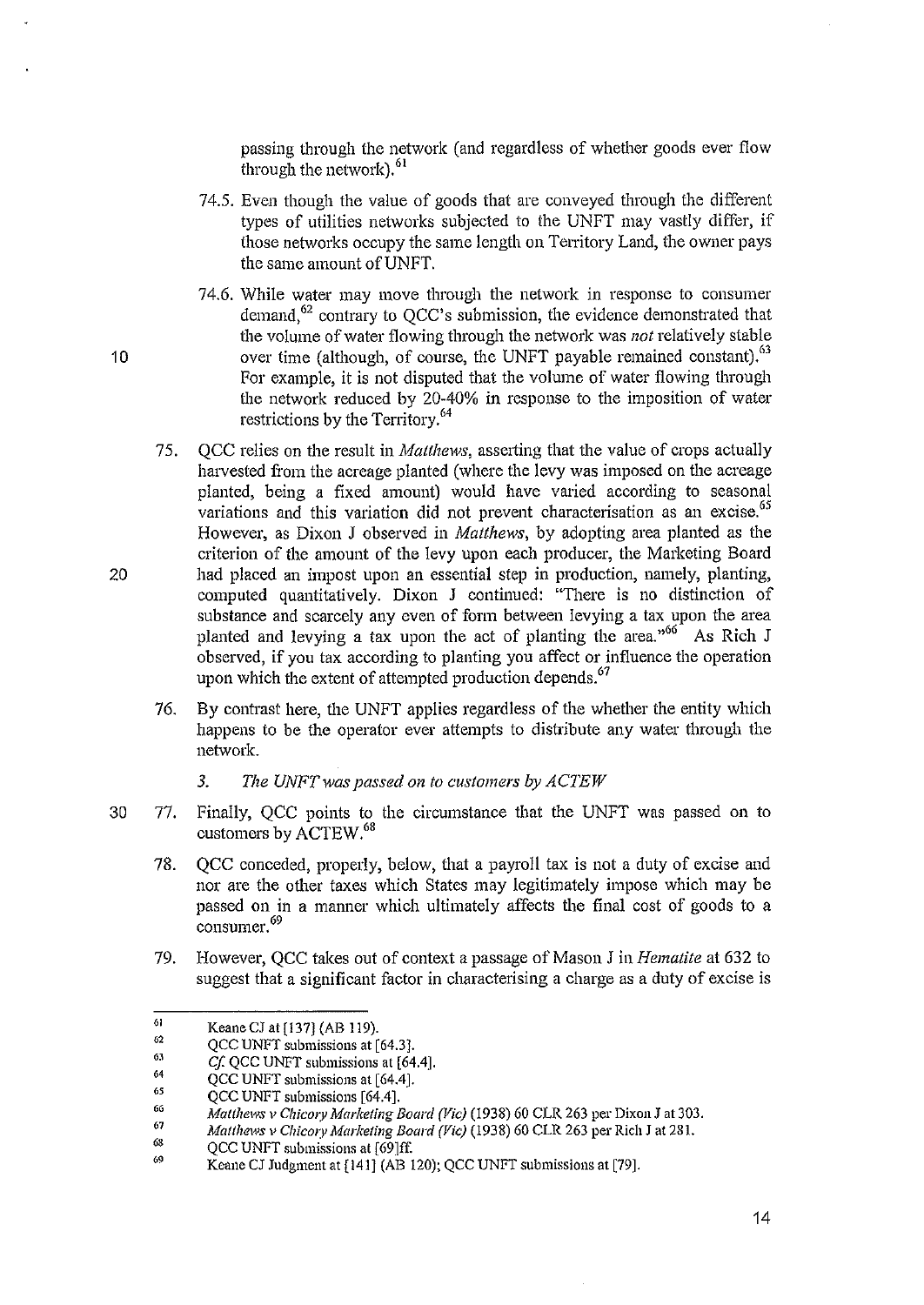passing through the network (and regardless of whether goods ever flow through the network).[61]

74.5. Even though the value of goods that are conveyed through the different types of utilities networks subjected to the UNFT may vastly differ, if those networks occupy the same length on Territory Land, the owner pays the same amount of UNFT.

74.6. While water may move through the network in response to consumer demand,[62] contrary to QCC's submission, the evidence demonstrated that the volume of water flowing through the network was *not* relatively stable over time (although, of course, the UNFT payable remained constant).[63] For example, it is not disputed that the volume of water flowing through the network reduced by 20-40% in response to the imposition of water restrictions by the Territory.[64]

75. QCC relies on the result in *Matthews*, asserting that the value of crops actually harvested from the acreage planted (where the levy was imposed on the acreage planted, being a fixed amount) would have varied according to seasonal variations and this variation did not prevent characterisation as an excise.[65] However, as Dixon J observed in *Matthews*, by adopting area planted as the criterion of the amount of the levy upon each producer, the Marketing Board had placed an impost upon an essential step in production, namely, planting, computed quantitatively. Dixon J continued: "There is no distinction of substance and scarcely any even of form between levying a tax upon the area planted and levying a tax upon the act of planting the area."[66] As Rich J observed, if you tax according to planting you affect or influence the operation upon which the extent of attempted production depends.[67]

76. By contrast here, the UNFT applies regardless of the whether the entity which happens to be the operator ever attempts to distribute any water through the network.

### *3. The UNFT was passed on to customers by ACTEW*

77. Finally, QCC points to the circumstance that the UNFT was passed on to customers by ACTEW.[68]

78. QCC conceded, properly, below, that a payroll tax is not a duty of excise and nor are the other taxes which States may legitimately impose which may be passed on in a manner which ultimately affects the final cost of goods to a consumer.[69]

79. However, QCC takes out of context a passage of Mason J in *Hematite* at 632 to suggest that a significant factor in characterising a charge as a duty of excise is

---

[61] Keane CJ at [137] (AB 119).

[62] QCC UNFT submissions at [64.3].

[63] *Cf.* QCC UNFT submissions at [64.4].

[64] QCC UNFT submissions at [64.4].

[65] QCC UNFT submissions [64.4].

[66] *Matthews v Chicory Marketing Board (Vic)* (1938) 60 CLR 263 per Dixon J at 303.

[67] *Matthews v Chicory Marketing Board (Vic)* (1938) 60 CLR 263 per Rich J at 281.

[68] QCC UNFT submissions at [69]ff.

[69] Keane CJ Judgment at [141] (AB 120); QCC UNFT submissions at [79].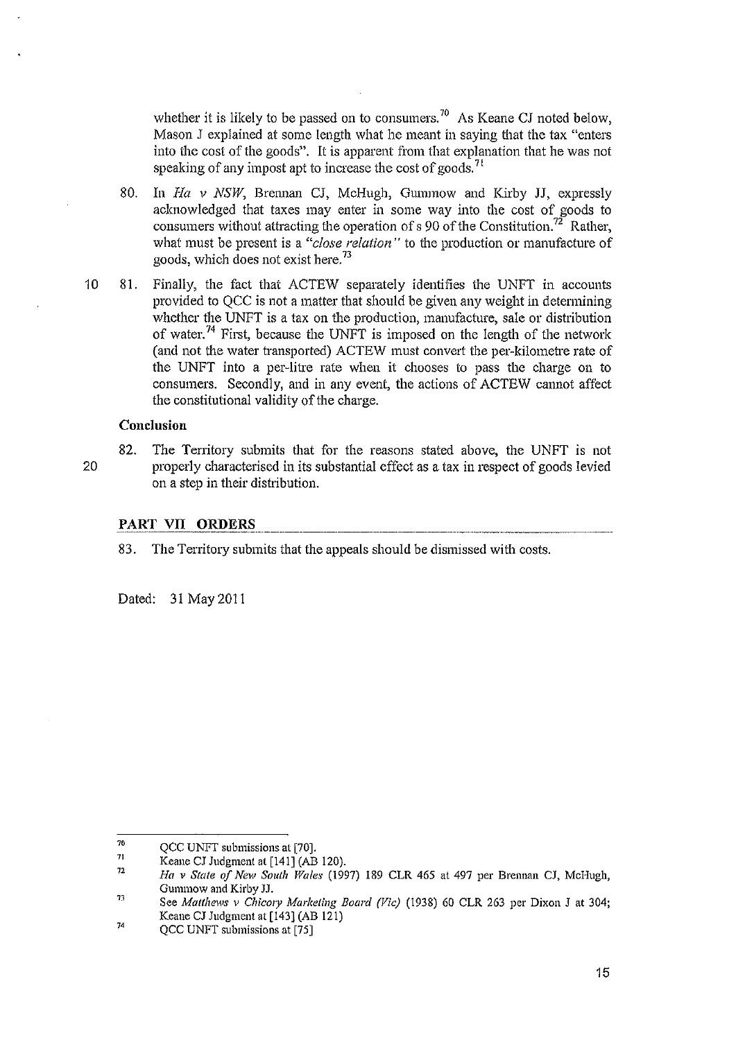whether it is likely to be passed on to consumers.[70] As Keane CJ noted below, Mason J explained at some length what he meant in saying that the tax "enters into the cost of the goods". It is apparent from that explanation that he was not speaking of any impost apt to increase the cost of goods.[71]

80. In *Ha v NSW*, Brennan CJ, McHugh, Gummow and Kirby JJ, expressly acknowledged that taxes may enter in some way into the cost of goods to consumers without attracting the operation of s 90 of the Constitution.[72] Rather, what must be present is a *"close relation"* to the production or manufacture of goods, which does not exist here.[73]

81. Finally, the fact that ACTEW separately identifies the UNFT in accounts provided to QCC is not a matter that should be given any weight in determining whether the UNFT is a tax on the production, manufacture, sale or distribution of water.[74] First, because the UNFT is imposed on the length of the network (and not the water transported) ACTEW must convert the per-kilometre rate of the UNFT into a per-litre rate when it chooses to pass the charge on to consumers. Secondly, and in any event, the actions of ACTEW cannot affect the constitutional validity of the charge.

**Conclusion**

82. The Territory submits that for the reasons stated above, the UNFT is not properly characterised in its substantial effect as a tax in respect of goods levied on a step in their distribution.

## PART VII ORDERS

83. The Territory submits that the appeals should be dismissed with costs.

Dated: 31 May 2011

---

[70] QCC UNFT submissions at [70].

[71] Keane CJ Judgment at [141] (AB 120).

[72] *Ha v State of New South Wales* (1997) 189 CLR 465 at 497 per Brennan CJ, McHugh, Gummow and Kirby JJ.

[73] See *Matthews v Chicory Marketing Board (Vic)* (1938) 60 CLR 263 per Dixon J at 304; Keane CJ Judgment at [143] (AB 121)

[74] QCC UNFT submissions at [75]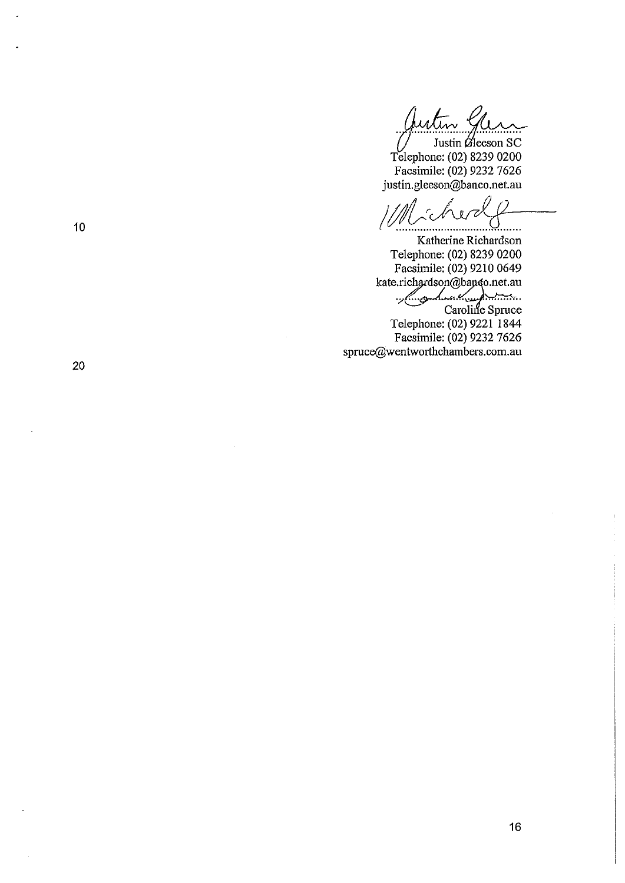Justin Gleeson SC
Telephone: (02) 8239 0200
Facsimile: (02) 9232 7626
justin.gleeson@banco.net.au

Katherine Richardson
Telephone: (02) 8239 0200
Facsimile: (02) 9210 0649
kate.richardson@banco.net.au

Caroline Spruce
Telephone: (02) 9221 1844
Facsimile: (02) 9232 7626
spruce@wentworthchambers.com.au